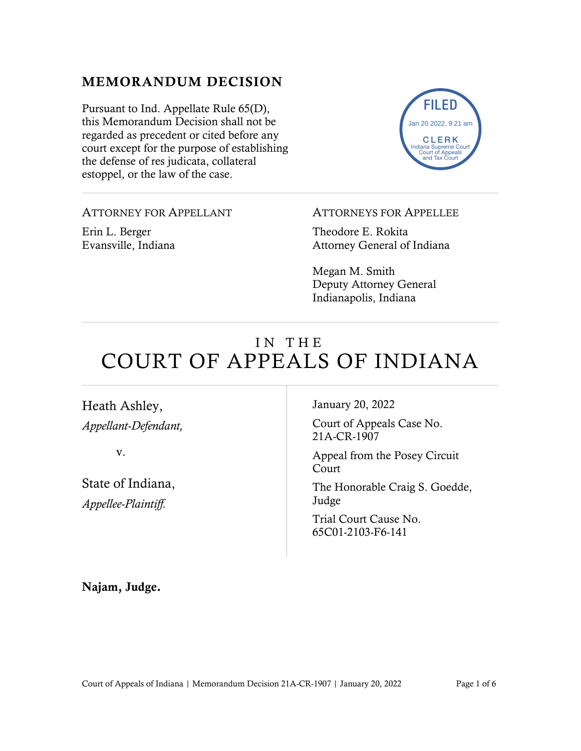## MEMORANDUM DECISION

Pursuant to Ind. Appellate Rule 65(D), this Memorandum Decision shall not be regarded as precedent or cited before any court except for the purpose of establishing the defense of res judicata, collateral estoppel, or the law of the case.

FILED
Jan 20 2022, 9:21 am
CLERK
Indiana Supreme Court
Court of Appeals
and Tax Court

---

ATTORNEY FOR APPELLANT

Erin L. Berger
Evansville, Indiana

ATTORNEYS FOR APPELLEE

Theodore E. Rokita
Attorney General of Indiana

Megan M. Smith
Deputy Attorney General
Indianapolis, Indiana

---

# IN THE COURT OF APPEALS OF INDIANA

---

Heath Ashley,
*Appellant-Defendant,*

v.

State of Indiana,
*Appellee-Plaintiff.*

January 20, 2022

Court of Appeals Case No. 21A-CR-1907

Appeal from the Posey Circuit Court

The Honorable Craig S. Goedde, Judge

Trial Court Cause No. 65C01-2103-F6-141

**Najam, Judge.**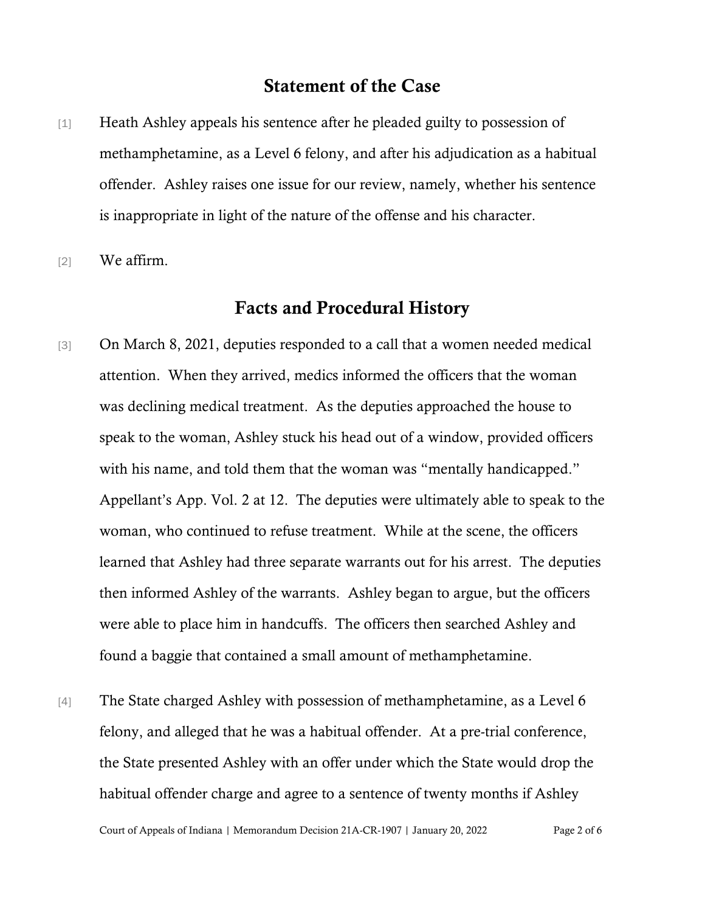## Statement of the Case

[1] Heath Ashley appeals his sentence after he pleaded guilty to possession of methamphetamine, as a Level 6 felony, and after his adjudication as a habitual offender. Ashley raises one issue for our review, namely, whether his sentence is inappropriate in light of the nature of the offense and his character.

[2] We affirm.

## Facts and Procedural History

[3] On March 8, 2021, deputies responded to a call that a women needed medical attention. When they arrived, medics informed the officers that the woman was declining medical treatment. As the deputies approached the house to speak to the woman, Ashley stuck his head out of a window, provided officers with his name, and told them that the woman was "mentally handicapped." Appellant's App. Vol. 2 at 12. The deputies were ultimately able to speak to the woman, who continued to refuse treatment. While at the scene, the officers learned that Ashley had three separate warrants out for his arrest. The deputies then informed Ashley of the warrants. Ashley began to argue, but the officers were able to place him in handcuffs. The officers then searched Ashley and found a baggie that contained a small amount of methamphetamine.

[4] The State charged Ashley with possession of methamphetamine, as a Level 6 felony, and alleged that he was a habitual offender. At a pre-trial conference, the State presented Ashley with an offer under which the State would drop the habitual offender charge and agree to a sentence of twenty months if Ashley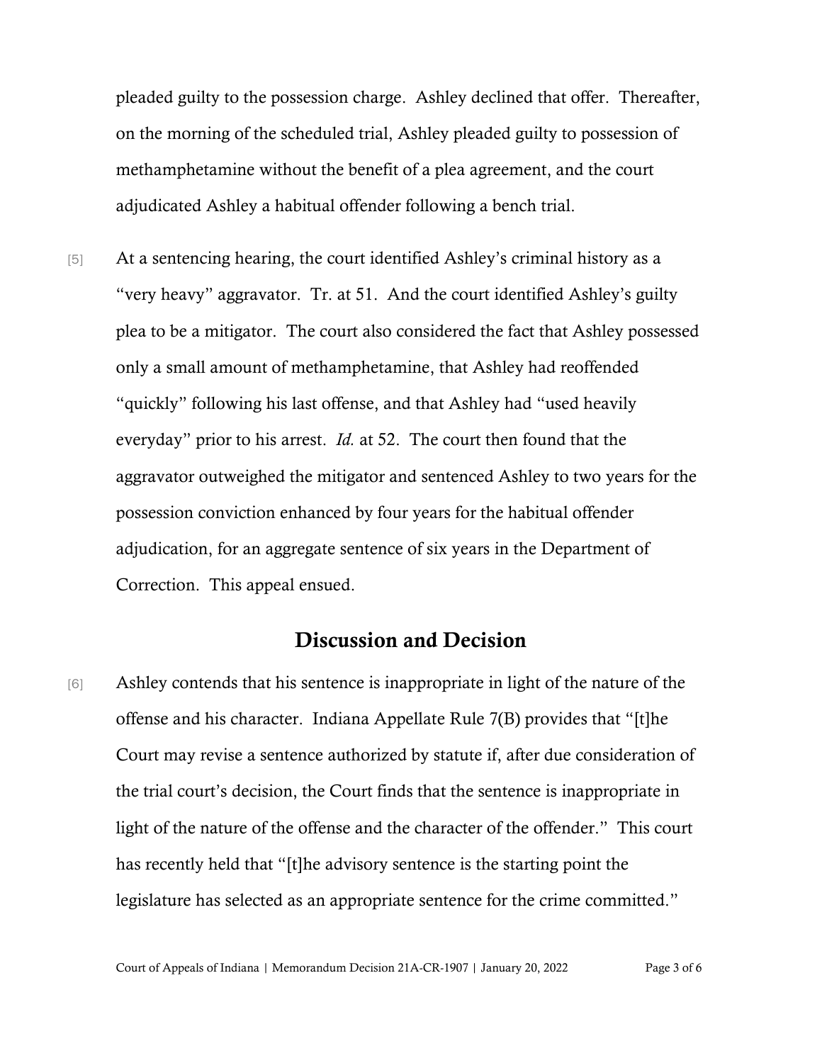pleaded guilty to the possession charge. Ashley declined that offer. Thereafter, on the morning of the scheduled trial, Ashley pleaded guilty to possession of methamphetamine without the benefit of a plea agreement, and the court adjudicated Ashley a habitual offender following a bench trial.

[5] At a sentencing hearing, the court identified Ashley's criminal history as a "very heavy" aggravator. Tr. at 51. And the court identified Ashley's guilty plea to be a mitigator. The court also considered the fact that Ashley possessed only a small amount of methamphetamine, that Ashley had reoffended "quickly" following his last offense, and that Ashley had "used heavily everyday" prior to his arrest. *Id.* at 52. The court then found that the aggravator outweighed the mitigator and sentenced Ashley to two years for the possession conviction enhanced by four years for the habitual offender adjudication, for an aggregate sentence of six years in the Department of Correction. This appeal ensued.

## Discussion and Decision

[6] Ashley contends that his sentence is inappropriate in light of the nature of the offense and his character. Indiana Appellate Rule 7(B) provides that "[t]he Court may revise a sentence authorized by statute if, after due consideration of the trial court's decision, the Court finds that the sentence is inappropriate in light of the nature of the offense and the character of the offender." This court has recently held that "[t]he advisory sentence is the starting point the legislature has selected as an appropriate sentence for the crime committed."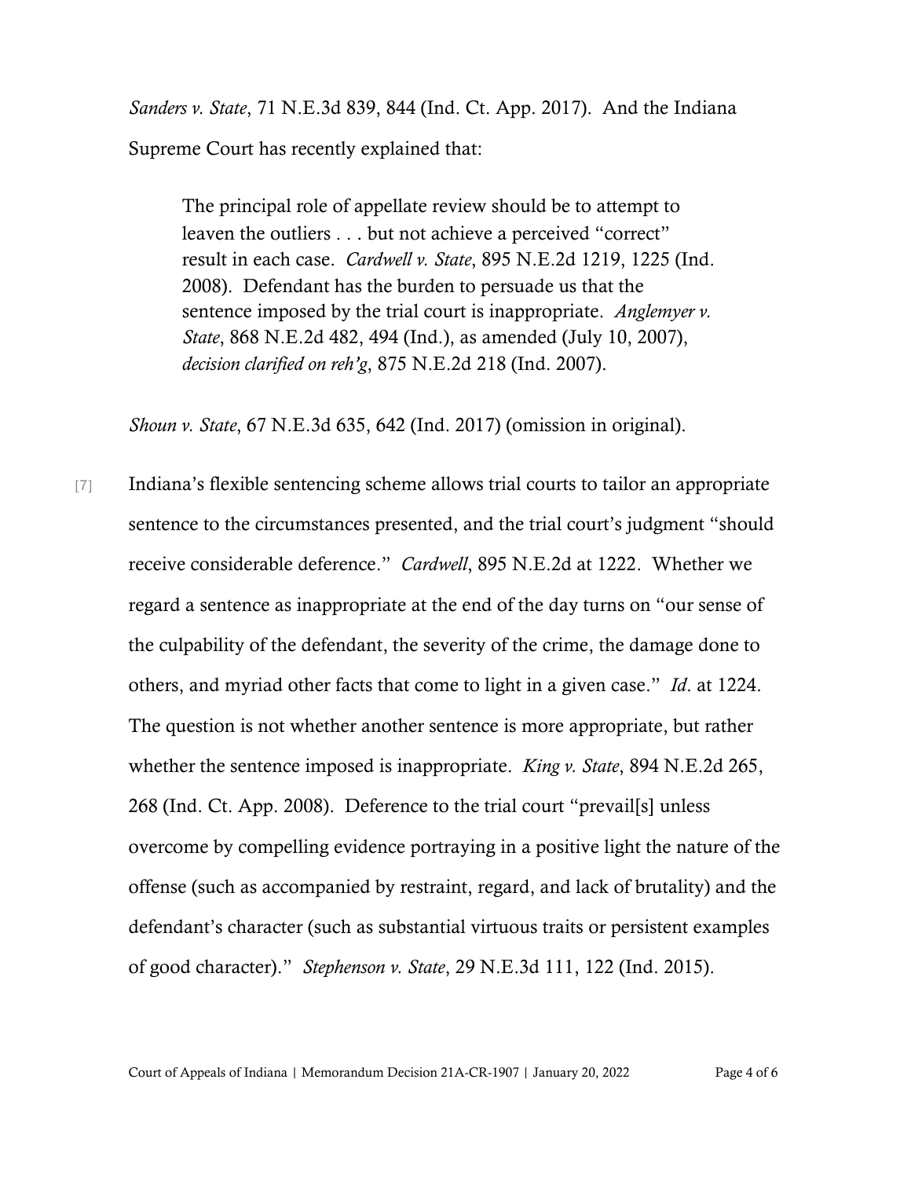*Sanders v. State*, 71 N.E.3d 839, 844 (Ind. Ct. App. 2017). And the Indiana Supreme Court has recently explained that:

> The principal role of appellate review should be to attempt to leaven the outliers . . . but not achieve a perceived "correct" result in each case. *Cardwell v. State*, 895 N.E.2d 1219, 1225 (Ind. 2008). Defendant has the burden to persuade us that the sentence imposed by the trial court is inappropriate. *Anglemyer v. State*, 868 N.E.2d 482, 494 (Ind.), as amended (July 10, 2007), *decision clarified on reh'g*, 875 N.E.2d 218 (Ind. 2007).

*Shoun v. State*, 67 N.E.3d 635, 642 (Ind. 2017) (omission in original).

[7] Indiana's flexible sentencing scheme allows trial courts to tailor an appropriate sentence to the circumstances presented, and the trial court's judgment "should receive considerable deference." *Cardwell*, 895 N.E.2d at 1222. Whether we regard a sentence as inappropriate at the end of the day turns on "our sense of the culpability of the defendant, the severity of the crime, the damage done to others, and myriad other facts that come to light in a given case." *Id*. at 1224. The question is not whether another sentence is more appropriate, but rather whether the sentence imposed is inappropriate. *King v. State*, 894 N.E.2d 265, 268 (Ind. Ct. App. 2008). Deference to the trial court "prevail[s] unless overcome by compelling evidence portraying in a positive light the nature of the offense (such as accompanied by restraint, regard, and lack of brutality) and the defendant's character (such as substantial virtuous traits or persistent examples of good character)." *Stephenson v. State*, 29 N.E.3d 111, 122 (Ind. 2015).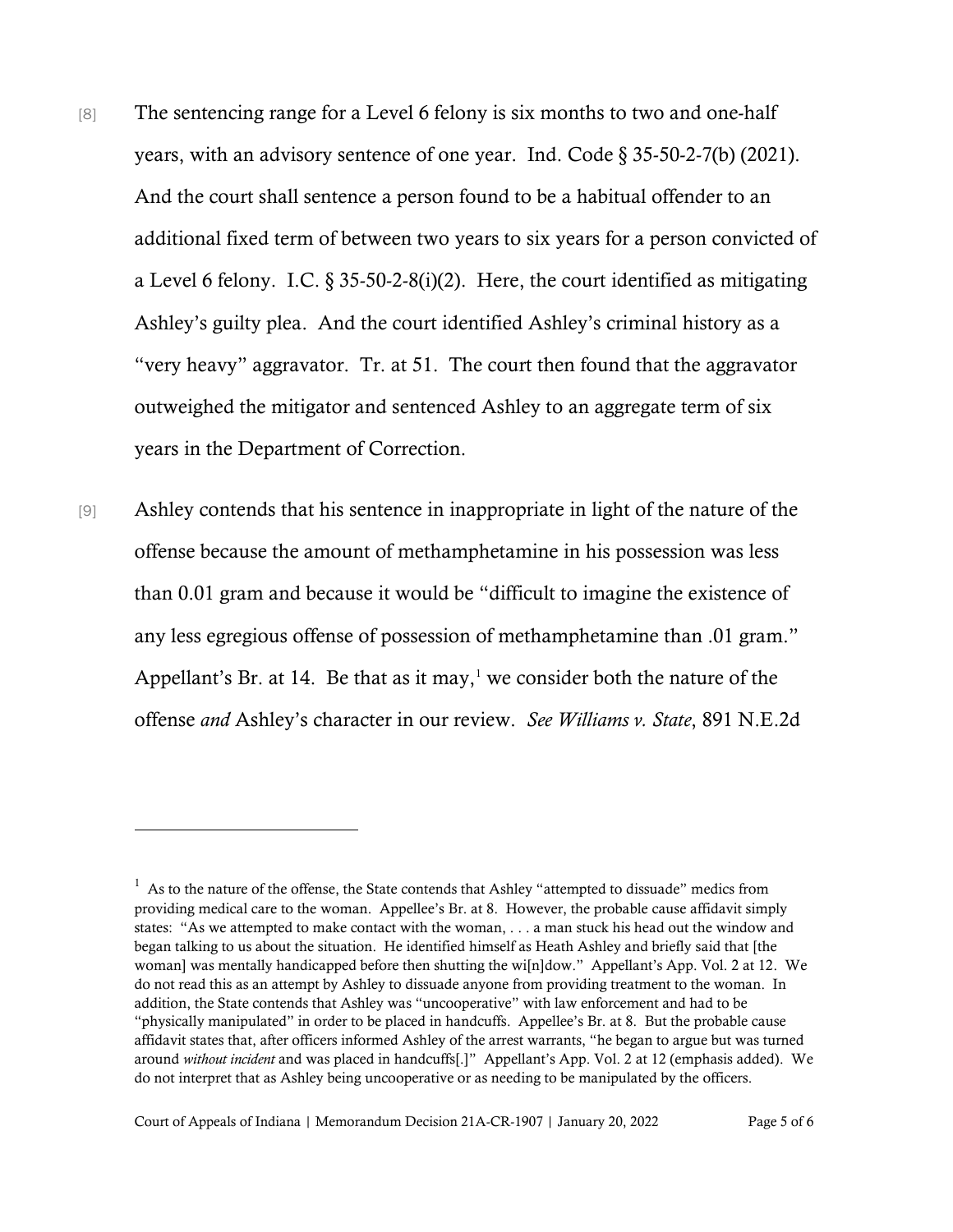[8] The sentencing range for a Level 6 felony is six months to two and one-half years, with an advisory sentence of one year. Ind. Code § 35-50-2-7(b) (2021). And the court shall sentence a person found to be a habitual offender to an additional fixed term of between two years to six years for a person convicted of a Level 6 felony. I.C. § 35-50-2-8(i)(2). Here, the court identified as mitigating Ashley's guilty plea. And the court identified Ashley's criminal history as a "very heavy" aggravator. Tr. at 51. The court then found that the aggravator outweighed the mitigator and sentenced Ashley to an aggregate term of six years in the Department of Correction.

[9] Ashley contends that his sentence in inappropriate in light of the nature of the offense because the amount of methamphetamine in his possession was less than 0.01 gram and because it would be "difficult to imagine the existence of any less egregious offense of possession of methamphetamine than .01 gram." Appellant's Br. at 14. Be that as it may,[1] we consider both the nature of the offense *and* Ashley's character in our review. *See Williams v. State*, 891 N.E.2d

---

[1] As to the nature of the offense, the State contends that Ashley "attempted to dissuade" medics from providing medical care to the woman. Appellee's Br. at 8. However, the probable cause affidavit simply states: "As we attempted to make contact with the woman, . . . a man stuck his head out the window and began talking to us about the situation. He identified himself as Heath Ashley and briefly said that [the woman] was mentally handicapped before then shutting the wi[n]dow." Appellant's App. Vol. 2 at 12. We do not read this as an attempt by Ashley to dissuade anyone from providing treatment to the woman. In addition, the State contends that Ashley was "uncooperative" with law enforcement and had to be "physically manipulated" in order to be placed in handcuffs. Appellee's Br. at 8. But the probable cause affidavit states that, after officers informed Ashley of the arrest warrants, "he began to argue but was turned around *without incident* and was placed in handcuffs[.]" Appellant's App. Vol. 2 at 12 (emphasis added). We do not interpret that as Ashley being uncooperative or as needing to be manipulated by the officers.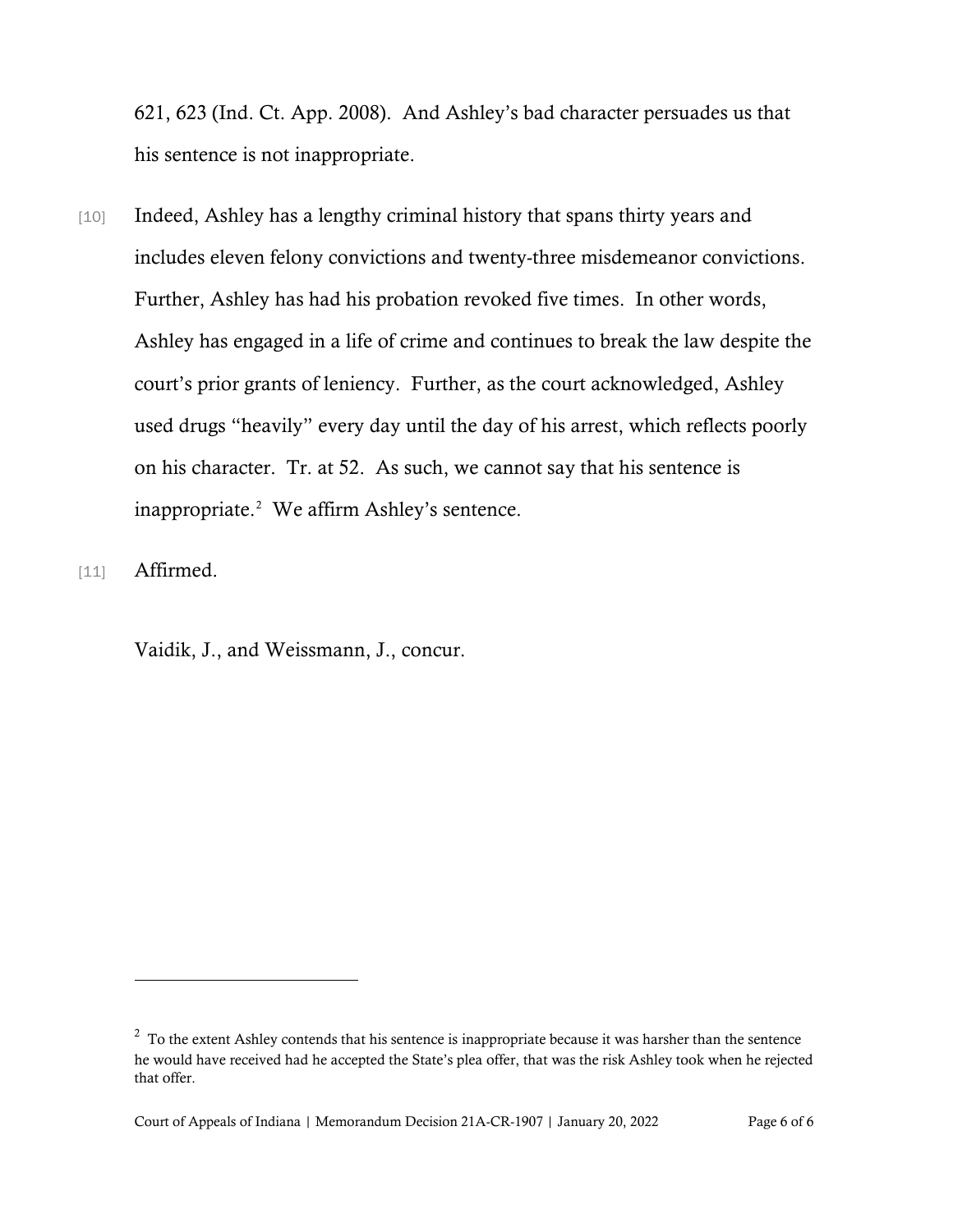621, 623 (Ind. Ct. App. 2008). And Ashley's bad character persuades us that his sentence is not inappropriate.

[10] Indeed, Ashley has a lengthy criminal history that spans thirty years and includes eleven felony convictions and twenty-three misdemeanor convictions. Further, Ashley has had his probation revoked five times. In other words, Ashley has engaged in a life of crime and continues to break the law despite the court's prior grants of leniency. Further, as the court acknowledged, Ashley used drugs "heavily" every day until the day of his arrest, which reflects poorly on his character. Tr. at 52. As such, we cannot say that his sentence is inappropriate.[2] We affirm Ashley's sentence.

[11] Affirmed.

Vaidik, J., and Weissmann, J., concur.

---

[2] To the extent Ashley contends that his sentence is inappropriate because it was harsher than the sentence he would have received had he accepted the State's plea offer, that was the risk Ashley took when he rejected that offer.